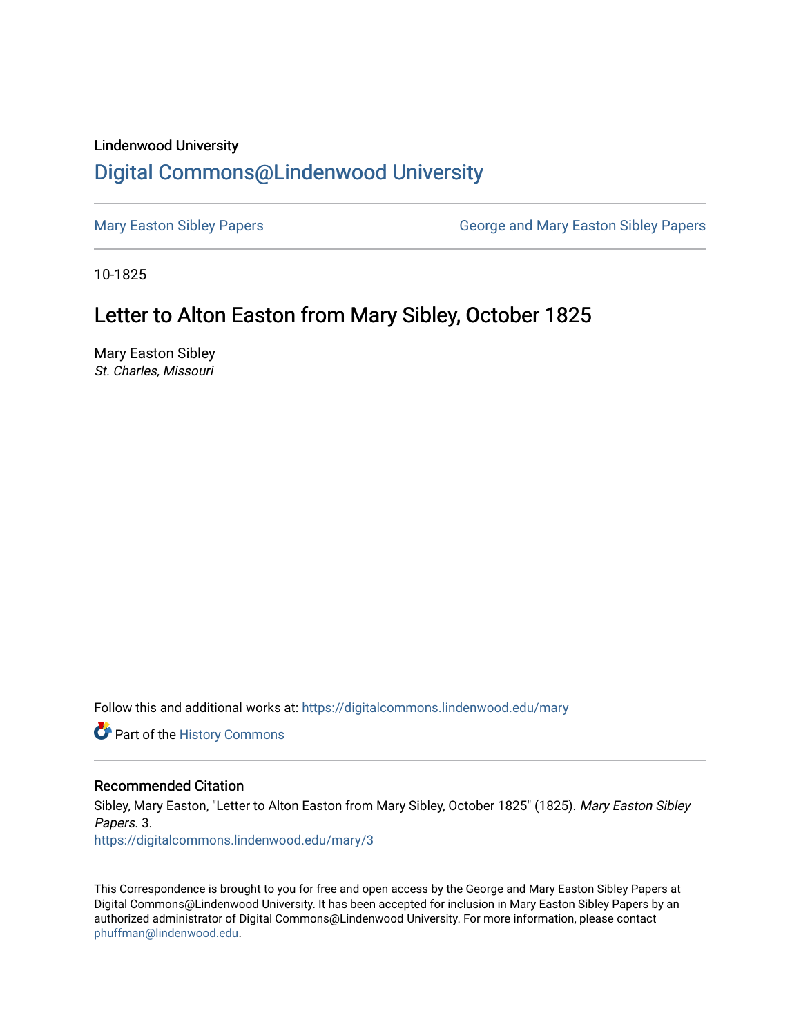Lindenwood University

# Digital Commons@Lindenwood University

Mary Easton Sibley Papers | George and Mary Easton Sibley Papers

10-1825

## Letter to Alton Easton from Mary Sibley, October 1825

Mary Easton Sibley
*St. Charles, Missouri*

Follow this and additional works at: https://digitalcommons.lindenwood.edu/mary

Part of the History Commons

### Recommended Citation

Sibley, Mary Easton, "Letter to Alton Easton from Mary Sibley, October 1825" (1825). *Mary Easton Sibley Papers*. 3.
https://digitalcommons.lindenwood.edu/mary/3

This Correspondence is brought to you for free and open access by the George and Mary Easton Sibley Papers at Digital Commons@Lindenwood University. It has been accepted for inclusion in Mary Easton Sibley Papers by an authorized administrator of Digital Commons@Lindenwood University. For more information, please contact phuffman@lindenwood.edu.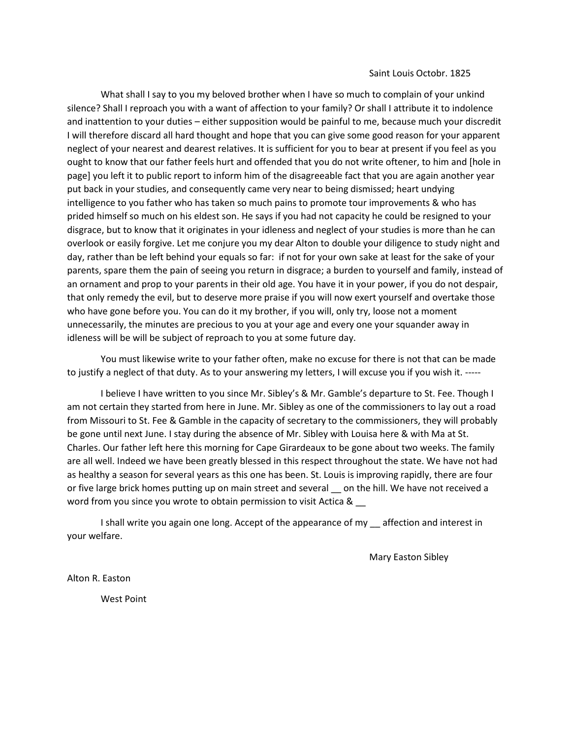Saint Louis Octobr. 1825

What shall I say to you my beloved brother when I have so much to complain of your unkind silence? Shall I reproach you with a want of affection to your family? Or shall I attribute it to indolence and inattention to your duties – either supposition would be painful to me, because much your discredit I will therefore discard all hard thought and hope that you can give some good reason for your apparent neglect of your nearest and dearest relatives. It is sufficient for you to bear at present if you feel as you ought to know that our father feels hurt and offended that you do not write oftener, to him and [hole in page] you left it to public report to inform him of the disagreeable fact that you are again another year put back in your studies, and consequently came very near to being dismissed; heart undying intelligence to you father who has taken so much pains to promote tour improvements & who has prided himself so much on his eldest son. He says if you had not capacity he could be resigned to your disgrace, but to know that it originates in your idleness and neglect of your studies is more than he can overlook or easily forgive. Let me conjure you my dear Alton to double your diligence to study night and day, rather than be left behind your equals so far: if not for your own sake at least for the sake of your parents, spare them the pain of seeing you return in disgrace; a burden to yourself and family, instead of an ornament and prop to your parents in their old age. You have it in your power, if you do not despair, that only remedy the evil, but to deserve more praise if you will now exert yourself and overtake those who have gone before you. You can do it my brother, if you will, only try, loose not a moment unnecessarily, the minutes are precious to you at your age and every one your squander away in idleness will be will be subject of reproach to you at some future day.

You must likewise write to your father often, make no excuse for there is not that can be made to justify a neglect of that duty. As to your answering my letters, I will excuse you if you wish it. -----

I believe I have written to you since Mr. Sibley's & Mr. Gamble's departure to St. Fee. Though I am not certain they started from here in June. Mr. Sibley as one of the commissioners to lay out a road from Missouri to St. Fee & Gamble in the capacity of secretary to the commissioners, they will probably be gone until next June. I stay during the absence of Mr. Sibley with Louisa here & with Ma at St. Charles. Our father left here this morning for Cape Girardeaux to be gone about two weeks. The family are all well. Indeed we have been greatly blessed in this respect throughout the state. We have not had as healthy a season for several years as this one has been. St. Louis is improving rapidly, there are four or five large brick homes putting up on main street and several __ on the hill. We have not received a word from you since you wrote to obtain permission to visit Actica & __

I shall write you again one long. Accept of the appearance of my __ affection and interest in your welfare.

Mary Easton Sibley

Alton R. Easton

West Point